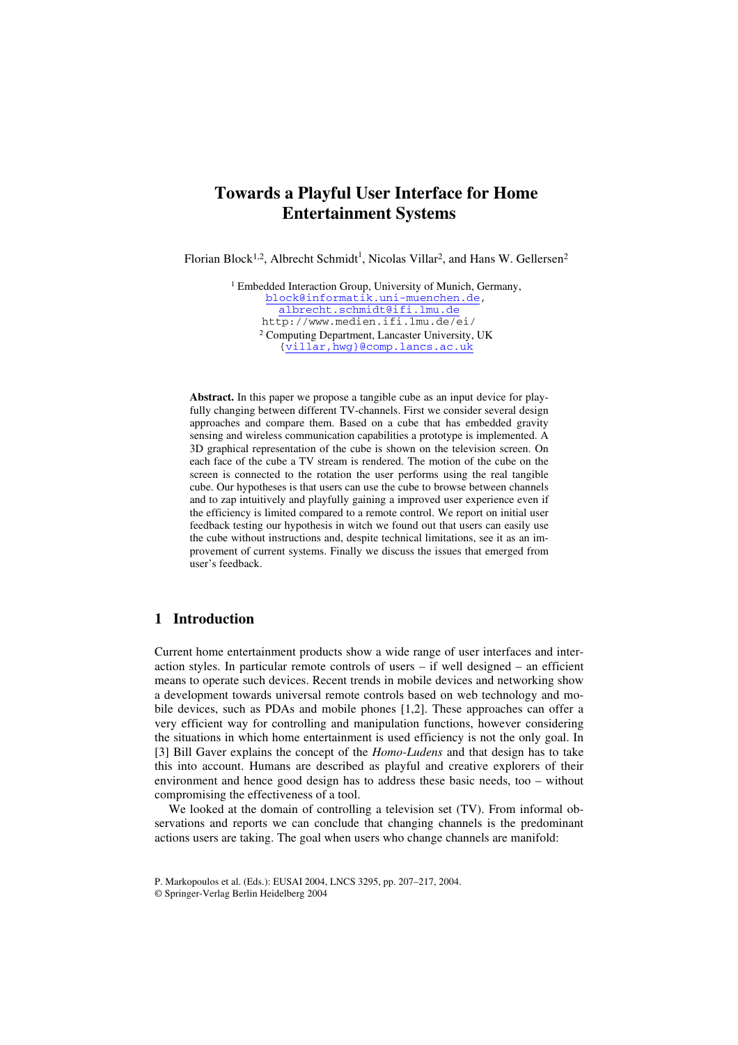# Towards a Playful User Interface for Home Entertainment Systems

Florian Block[1,2], Albrecht Schmidt[1], Nicolas Villar[2], and Hans W. Gellersen[2]

[1] Embedded Interaction Group, University of Munich, Germany,
block@informatik.uni-muenchen.de,
albrecht.schmidt@ifi.lmu.de
http://www.medien.ifi.lmu.de/ei/
[2] Computing Department, Lancaster University, UK
{villar,hwg}@comp.lancs.ac.uk

**Abstract.** In this paper we propose a tangible cube as an input device for playfully changing between different TV-channels. First we consider several design approaches and compare them. Based on a cube that has embedded gravity sensing and wireless communication capabilities a prototype is implemented. A 3D graphical representation of the cube is shown on the television screen. On each face of the cube a TV stream is rendered. The motion of the cube on the screen is connected to the rotation the user performs using the real tangible cube. Our hypotheses is that users can use the cube to browse between channels and to zap intuitively and playfully gaining a improved user experience even if the efficiency is limited compared to a remote control. We report on initial user feedback testing our hypothesis in witch we found out that users can easily use the cube without instructions and, despite technical limitations, see it as an improvement of current systems. Finally we discuss the issues that emerged from user's feedback.

## 1 Introduction

Current home entertainment products show a wide range of user interfaces and interaction styles. In particular remote controls of users – if well designed – an efficient means to operate such devices. Recent trends in mobile devices and networking show a development towards universal remote controls based on web technology and mobile devices, such as PDAs and mobile phones [1,2]. These approaches can offer a very efficient way for controlling and manipulation functions, however considering the situations in which home entertainment is used efficiency is not the only goal. In [3] Bill Gaver explains the concept of the *Homo-Ludens* and that design has to take this into account. Humans are described as playful and creative explorers of their environment and hence good design has to address these basic needs, too – without compromising the effectiveness of a tool.

We looked at the domain of controlling a television set (TV). From informal observations and reports we can conclude that changing channels is the predominant actions users are taking. The goal when users who change channels are manifold:

P. Markopoulos et al. (Eds.): EUSAI 2004, LNCS 3295, pp. 207–217, 2004.
© Springer-Verlag Berlin Heidelberg 2004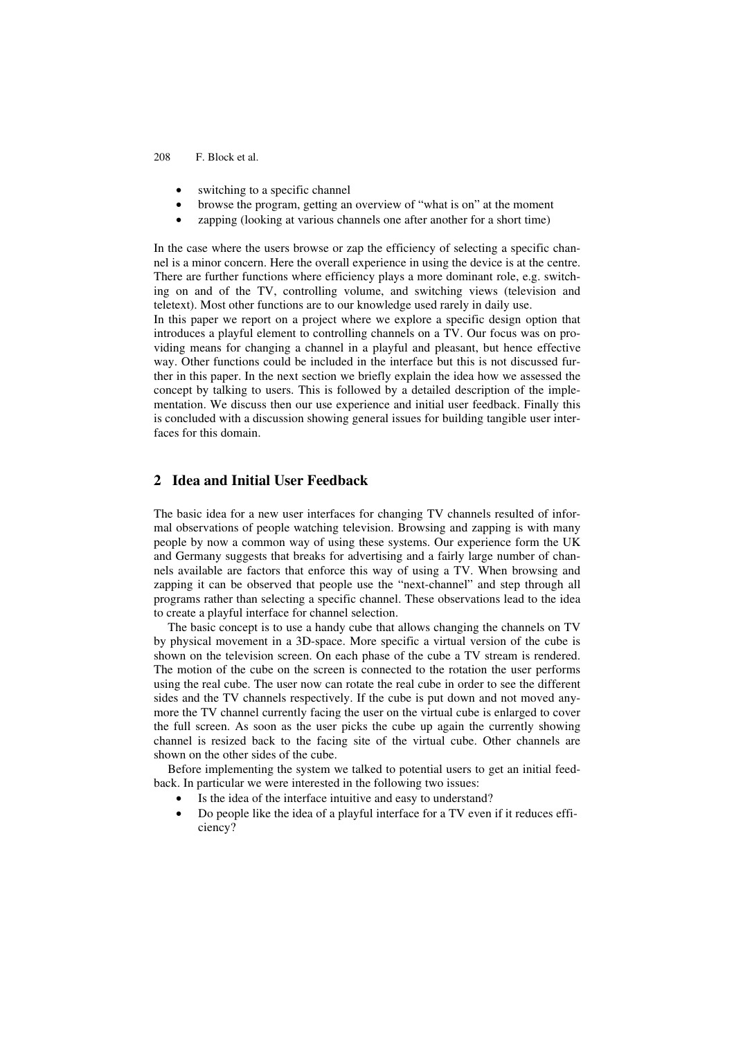- switching to a specific channel
- browse the program, getting an overview of "what is on" at the moment
- zapping (looking at various channels one after another for a short time)

In the case where the users browse or zap the efficiency of selecting a specific channel is a minor concern. Here the overall experience in using the device is at the centre. There are further functions where efficiency plays a more dominant role, e.g. switching on and of the TV, controlling volume, and switching views (television and teletext). Most other functions are to our knowledge used rarely in daily use.

In this paper we report on a project where we explore a specific design option that introduces a playful element to controlling channels on a TV. Our focus was on providing means for changing a channel in a playful and pleasant, but hence effective way. Other functions could be included in the interface but this is not discussed further in this paper. In the next section we briefly explain the idea how we assessed the concept by talking to users. This is followed by a detailed description of the implementation. We discuss then our use experience and initial user feedback. Finally this is concluded with a discussion showing general issues for building tangible user interfaces for this domain.

## 2 Idea and Initial User Feedback

The basic idea for a new user interfaces for changing TV channels resulted of informal observations of people watching television. Browsing and zapping is with many people by now a common way of using these systems. Our experience form the UK and Germany suggests that breaks for advertising and a fairly large number of channels available are factors that enforce this way of using a TV. When browsing and zapping it can be observed that people use the "next-channel" and step through all programs rather than selecting a specific channel. These observations lead to the idea to create a playful interface for channel selection.

The basic concept is to use a handy cube that allows changing the channels on TV by physical movement in a 3D-space. More specific a virtual version of the cube is shown on the television screen. On each phase of the cube a TV stream is rendered. The motion of the cube on the screen is connected to the rotation the user performs using the real cube. The user now can rotate the real cube in order to see the different sides and the TV channels respectively. If the cube is put down and not moved anymore the TV channel currently facing the user on the virtual cube is enlarged to cover the full screen. As soon as the user picks the cube up again the currently showing channel is resized back to the facing site of the virtual cube. Other channels are shown on the other sides of the cube.

Before implementing the system we talked to potential users to get an initial feedback. In particular we were interested in the following two issues:

- Is the idea of the interface intuitive and easy to understand?
- Do people like the idea of a playful interface for a TV even if it reduces efficiency?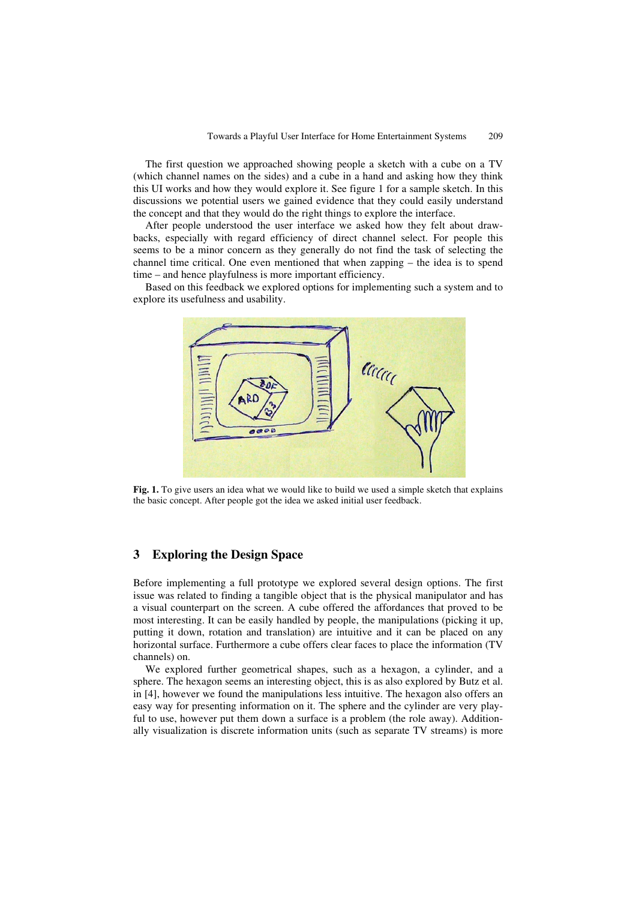The first question we approached showing people a sketch with a cube on a TV (which channel names on the sides) and a cube in a hand and asking how they think this UI works and how they would explore it. See figure 1 for a sample sketch. In this discussions we potential users we gained evidence that they could easily understand the concept and that they would do the right things to explore the interface.

After people understood the user interface we asked how they felt about drawbacks, especially with regard efficiency of direct channel select. For people this seems to be a minor concern as they generally do not find the task of selecting the channel time critical. One even mentioned that when zapping – the idea is to spend time – and hence playfulness is more important efficiency.

Based on this feedback we explored options for implementing such a system and to explore its usefulness and usability.

**Fig. 1.** To give users an idea what we would like to build we used a simple sketch that explains the basic concept. After people got the idea we asked initial user feedback.

## 3 Exploring the Design Space

Before implementing a full prototype we explored several design options. The first issue was related to finding a tangible object that is the physical manipulator and has a visual counterpart on the screen. A cube offered the affordances that proved to be most interesting. It can be easily handled by people, the manipulations (picking it up, putting it down, rotation and translation) are intuitive and it can be placed on any horizontal surface. Furthermore a cube offers clear faces to place the information (TV channels) on.

We explored further geometrical shapes, such as a hexagon, a cylinder, and a sphere. The hexagon seems an interesting object, this is as also explored by Butz et al. in [4], however we found the manipulations less intuitive. The hexagon also offers an easy way for presenting information on it. The sphere and the cylinder are very playful to use, however put them down a surface is a problem (the role away). Additionally visualization is discrete information units (such as separate TV streams) is more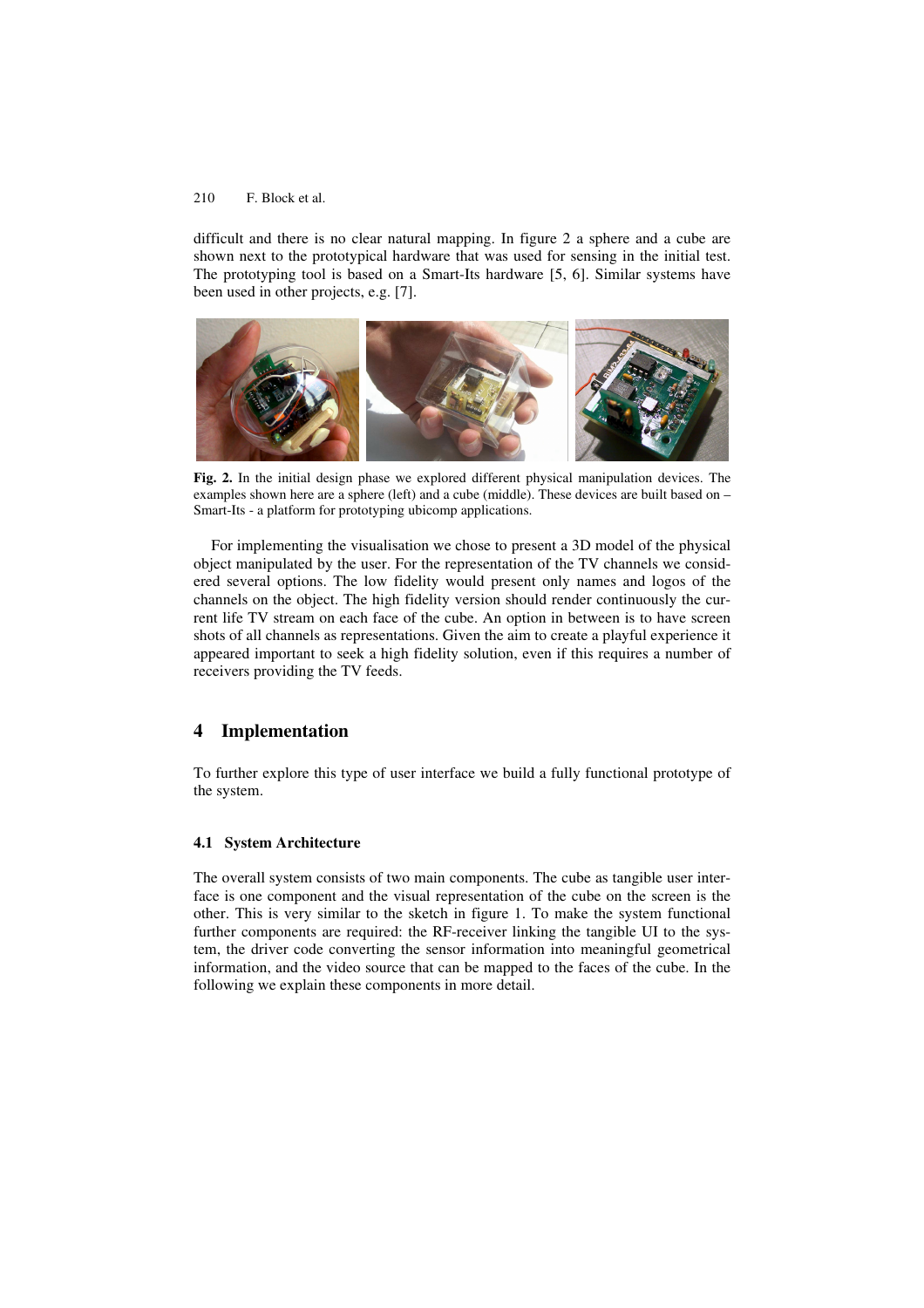difficult and there is no clear natural mapping. In figure 2 a sphere and a cube are shown next to the prototypical hardware that was used for sensing in the initial test. The prototyping tool is based on a Smart-Its hardware [5, 6]. Similar systems have been used in other projects, e.g. [7].

**Fig. 2.** In the initial design phase we explored different physical manipulation devices. The examples shown here are a sphere (left) and a cube (middle). These devices are built based on – Smart-Its - a platform for prototyping ubicomp applications.

For implementing the visualisation we chose to present a 3D model of the physical object manipulated by the user. For the representation of the TV channels we considered several options. The low fidelity would present only names and logos of the channels on the object. The high fidelity version should render continuously the current life TV stream on each face of the cube. An option in between is to have screen shots of all channels as representations. Given the aim to create a playful experience it appeared important to seek a high fidelity solution, even if this requires a number of receivers providing the TV feeds.

## 4 Implementation

To further explore this type of user interface we build a fully functional prototype of the system.

### 4.1 System Architecture

The overall system consists of two main components. The cube as tangible user interface is one component and the visual representation of the cube on the screen is the other. This is very similar to the sketch in figure 1. To make the system functional further components are required: the RF-receiver linking the tangible UI to the system, the driver code converting the sensor information into meaningful geometrical information, and the video source that can be mapped to the faces of the cube. In the following we explain these components in more detail.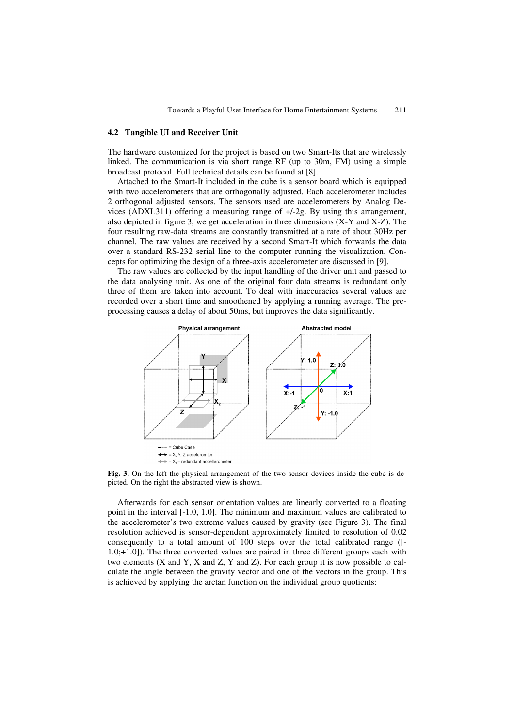### 4.2 Tangible UI and Receiver Unit

The hardware customized for the project is based on two Smart-Its that are wirelessly linked. The communication is via short range RF (up to 30m, FM) using a simple broadcast protocol. Full technical details can be found at [8].

Attached to the Smart-It included in the cube is a sensor board which is equipped with two accelerometers that are orthogonally adjusted. Each accelerometer includes 2 orthogonal adjusted sensors. The sensors used are accelerometers by Analog Devices (ADXL311) offering a measuring range of +/-2g. By using this arrangement, also depicted in figure 3, we get acceleration in three dimensions (X-Y and X-Z). The four resulting raw-data streams are constantly transmitted at a rate of about 30Hz per channel. The raw values are received by a second Smart-It which forwards the data over a standard RS-232 serial line to the computer running the visualization. Concepts for optimizing the design of a three-axis accelerometer are discussed in [9].

The raw values are collected by the input handling of the driver unit and passed to the data analysing unit. As one of the original four data streams is redundant only three of them are taken into account. To deal with inaccuracies several values are recorded over a short time and smoothened by applying a running average. The preprocessing causes a delay of about 50ms, but improves the data significantly.

**Fig. 3.** On the left the physical arrangement of the two sensor devices inside the cube is depicted. On the right the abstracted view is shown.

Afterwards for each sensor orientation values are linearly converted to a floating point in the interval [-1.0, 1.0]. The minimum and maximum values are calibrated to the accelerometer's two extreme values caused by gravity (see Figure 3). The final resolution achieved is sensor-dependent approximately limited to resolution of 0.02 consequently to a total amount of 100 steps over the total calibrated range ([-1.0;+1.0]). The three converted values are paired in three different groups each with two elements (X and Y, X and Z, Y and Z). For each group it is now possible to calculate the angle between the gravity vector and one of the vectors in the group. This is achieved by applying the arctan function on the individual group quotients: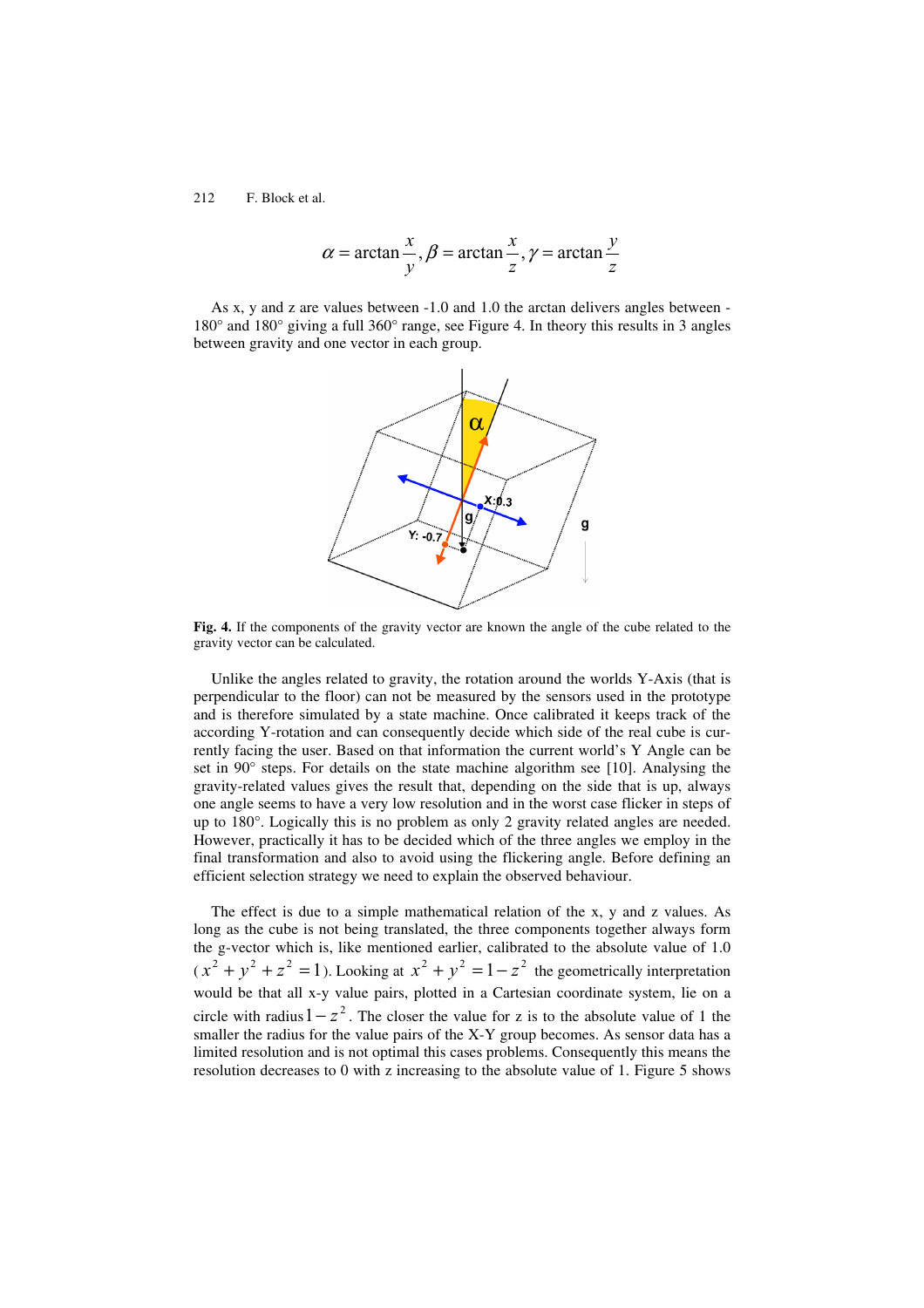$$\alpha = \arctan\frac{x}{y}, \beta = \arctan\frac{x}{z}, \gamma = \arctan\frac{y}{z}$$

As x, y and z are values between -1.0 and 1.0 the arctan delivers angles between -180° and 180° giving a full 360° range, see Figure 4. In theory this results in 3 angles between gravity and one vector in each group.

**Fig. 4.** If the components of the gravity vector are known the angle of the cube related to the gravity vector can be calculated.

Unlike the angles related to gravity, the rotation around the worlds Y-Axis (that is perpendicular to the floor) can not be measured by the sensors used in the prototype and is therefore simulated by a state machine. Once calibrated it keeps track of the according Y-rotation and can consequently decide which side of the real cube is currently facing the user. Based on that information the current world's Y Angle can be set in 90° steps. For details on the state machine algorithm see [10]. Analysing the gravity-related values gives the result that, depending on the side that is up, always one angle seems to have a very low resolution and in the worst case flicker in steps of up to 180°. Logically this is no problem as only 2 gravity related angles are needed. However, practically it has to be decided which of the three angles we employ in the final transformation and also to avoid using the flickering angle. Before defining an efficient selection strategy we need to explain the observed behaviour.

The effect is due to a simple mathematical relation of the x, y and z values. As long as the cube is not being translated, the three components together always form the g-vector which is, like mentioned earlier, calibrated to the absolute value of 1.0 ($x^2 + y^2 + z^2 = 1$). Looking at $x^2 + y^2 = 1 - z^2$ the geometrically interpretation would be that all x-y value pairs, plotted in a Cartesian coordinate system, lie on a circle with radius $1 - z^2$. The closer the value for z is to the absolute value of 1 the smaller the radius for the value pairs of the X-Y group becomes. As sensor data has a limited resolution and is not optimal this cases problems. Consequently this means the resolution decreases to 0 with z increasing to the absolute value of 1. Figure 5 shows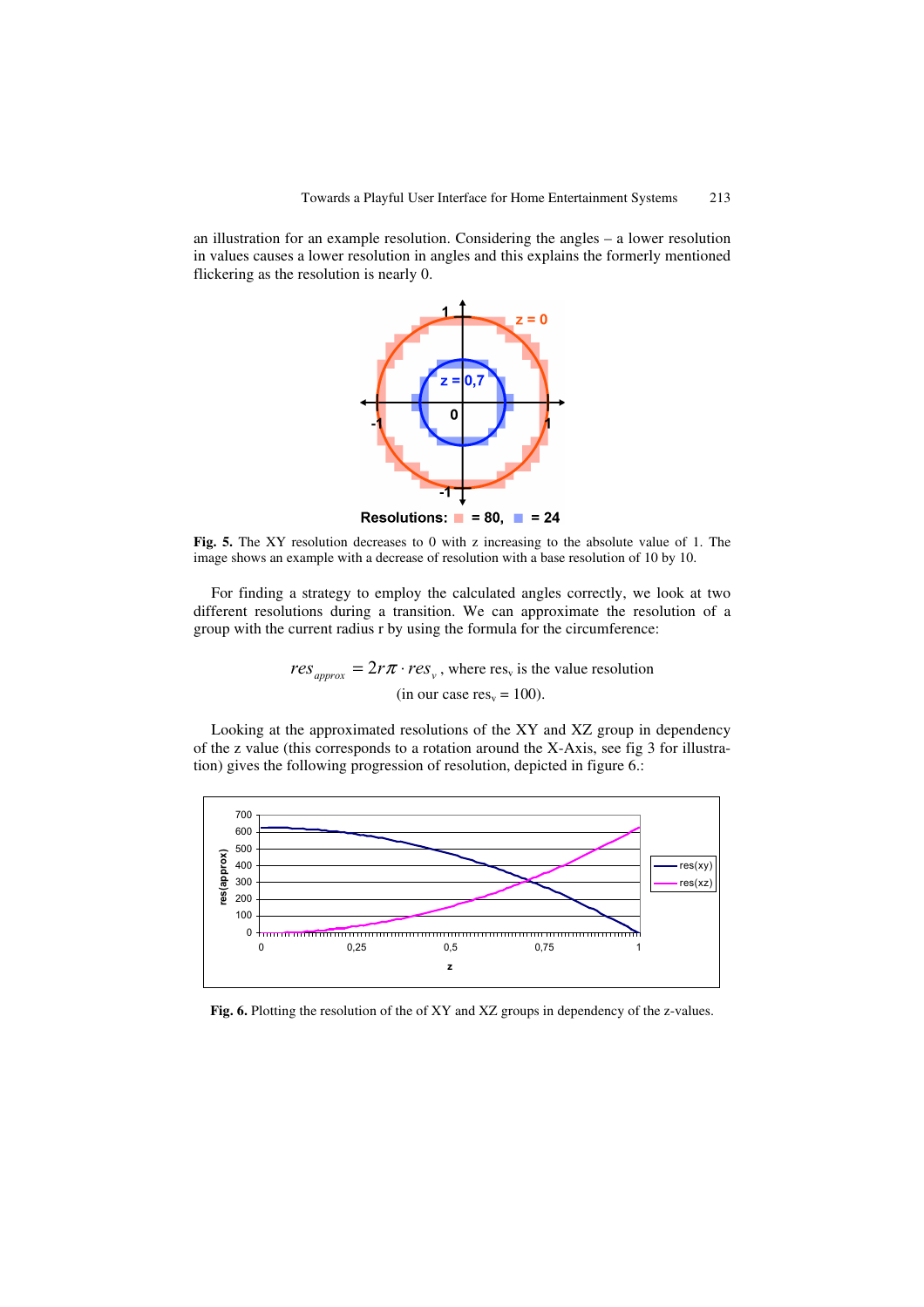an illustration for an example resolution. Considering the angles – a lower resolution in values causes a lower resolution in angles and this explains the formerly mentioned flickering as the resolution is nearly 0.

**Fig. 5.** The XY resolution decreases to 0 with z increasing to the absolute value of 1. The image shows an example with a decrease of resolution with a base resolution of 10 by 10.

For finding a strategy to employ the calculated angles correctly, we look at two different resolutions during a transition. We can approximate the resolution of a group with the current radius r by using the formula for the circumference:

$$res_{approx} = 2r\pi \cdot res_v$$ , where $res_v$ is the value resolution (in our case $res_v = 100$).

Looking at the approximated resolutions of the XY and XZ group in dependency of the z value (this corresponds to a rotation around the X-Axis, see fig 3 for illustration) gives the following progression of resolution, depicted in figure 6.:

**Fig. 6.** Plotting the resolution of the of XY and XZ groups in dependency of the z-values.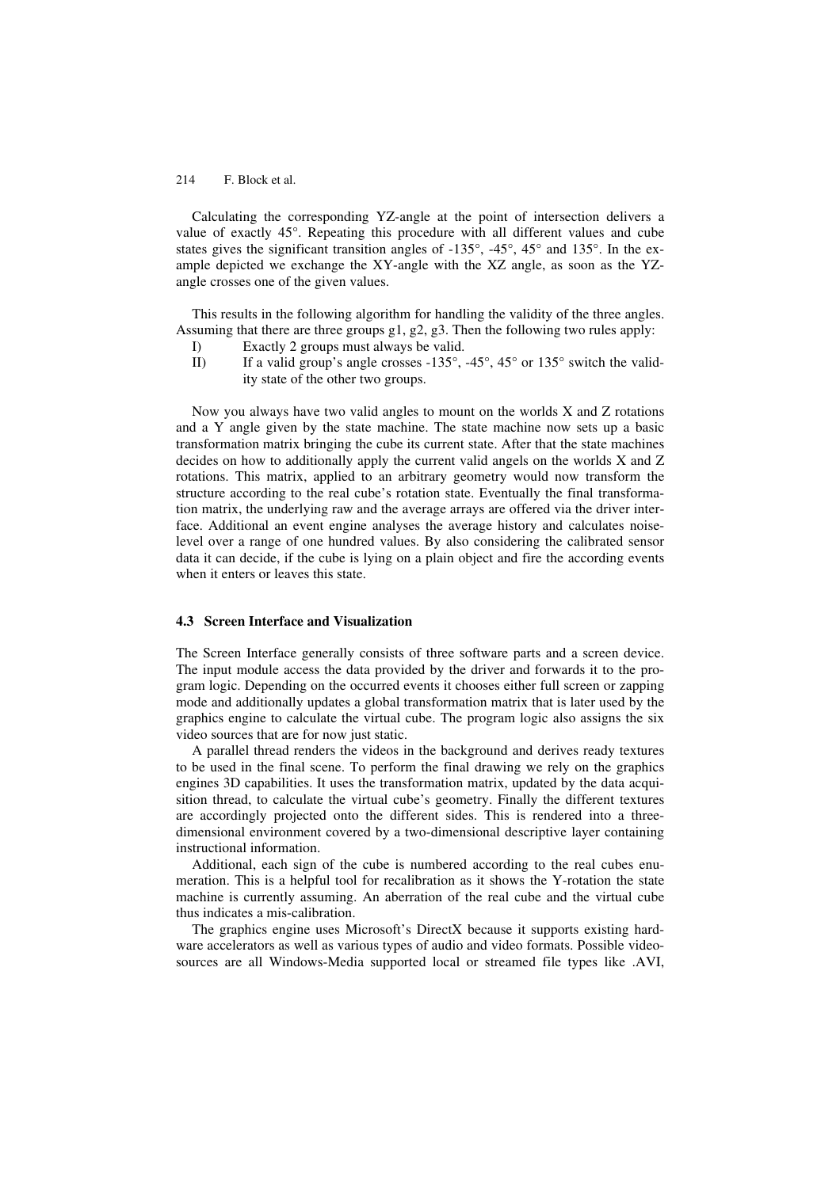Calculating the corresponding YZ-angle at the point of intersection delivers a value of exactly 45°. Repeating this procedure with all different values and cube states gives the significant transition angles of -135°, -45°, 45° and 135°. In the example depicted we exchange the XY-angle with the XZ angle, as soon as the YZ-angle crosses one of the given values.

This results in the following algorithm for handling the validity of the three angles. Assuming that there are three groups g1, g2, g3. Then the following two rules apply:

I) Exactly 2 groups must always be valid.
II) If a valid group's angle crosses -135°, -45°, 45° or 135° switch the validity state of the other two groups.

Now you always have two valid angles to mount on the worlds X and Z rotations and a Y angle given by the state machine. The state machine now sets up a basic transformation matrix bringing the cube its current state. After that the state machines decides on how to additionally apply the current valid angels on the worlds X and Z rotations. This matrix, applied to an arbitrary geometry would now transform the structure according to the real cube's rotation state. Eventually the final transformation matrix, the underlying raw and the average arrays are offered via the driver interface. Additional an event engine analyses the average history and calculates noise-level over a range of one hundred values. By also considering the calibrated sensor data it can decide, if the cube is lying on a plain object and fire the according events when it enters or leaves this state.

### 4.3 Screen Interface and Visualization

The Screen Interface generally consists of three software parts and a screen device. The input module access the data provided by the driver and forwards it to the program logic. Depending on the occurred events it chooses either full screen or zapping mode and additionally updates a global transformation matrix that is later used by the graphics engine to calculate the virtual cube. The program logic also assigns the six video sources that are for now just static.

A parallel thread renders the videos in the background and derives ready textures to be used in the final scene. To perform the final drawing we rely on the graphics engines 3D capabilities. It uses the transformation matrix, updated by the data acquisition thread, to calculate the virtual cube's geometry. Finally the different textures are accordingly projected onto the different sides. This is rendered into a three-dimensional environment covered by a two-dimensional descriptive layer containing instructional information.

Additional, each sign of the cube is numbered according to the real cubes enumeration. This is a helpful tool for recalibration as it shows the Y-rotation the state machine is currently assuming. An aberration of the real cube and the virtual cube thus indicates a mis-calibration.

The graphics engine uses Microsoft's DirectX because it supports existing hardware accelerators as well as various types of audio and video formats. Possible video-sources are all Windows-Media supported local or streamed file types like .AVI,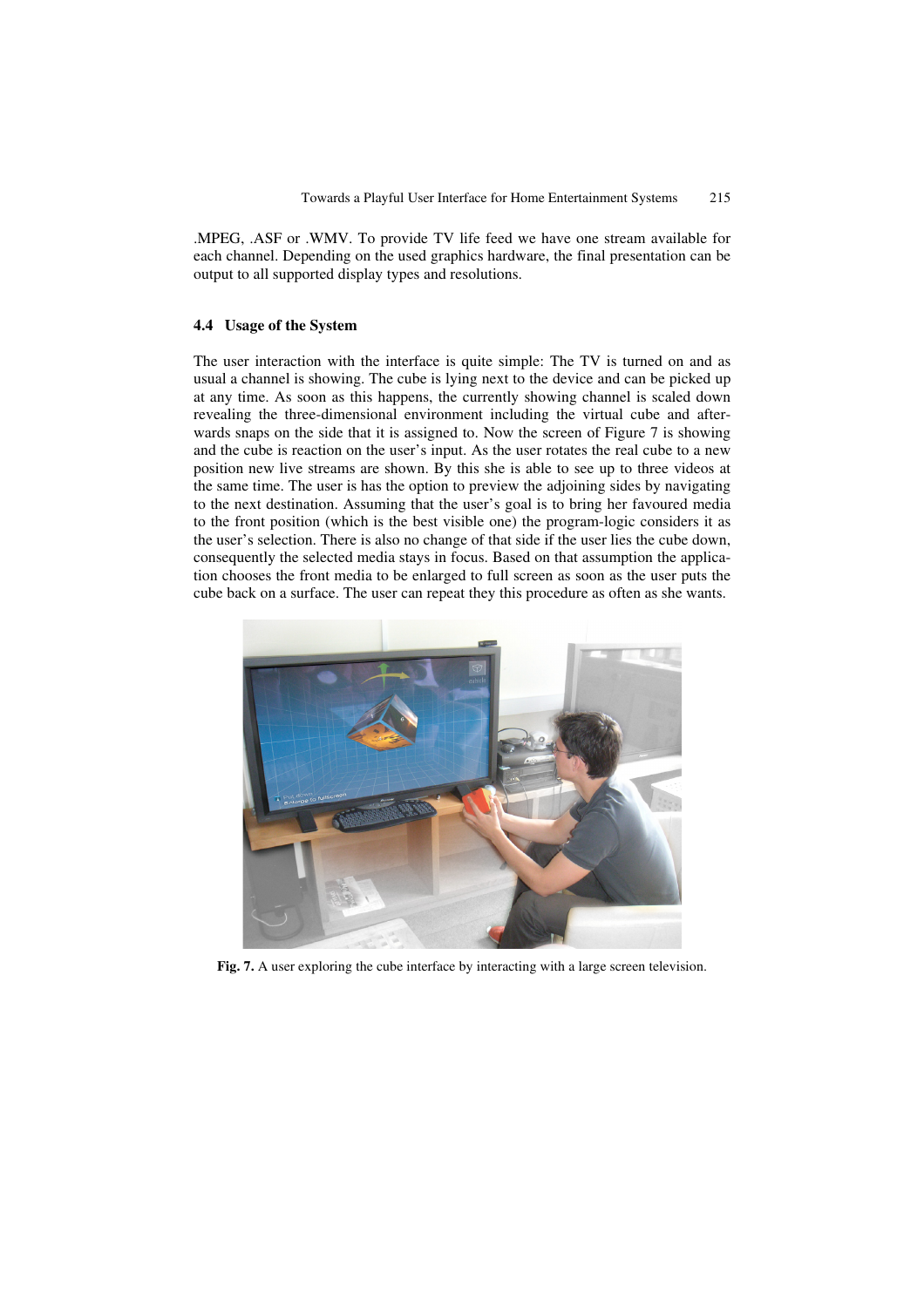.MPEG, .ASF or .WMV. To provide TV life feed we have one stream available for each channel. Depending on the used graphics hardware, the final presentation can be output to all supported display types and resolutions.

### 4.4 Usage of the System

The user interaction with the interface is quite simple: The TV is turned on and as usual a channel is showing. The cube is lying next to the device and can be picked up at any time. As soon as this happens, the currently showing channel is scaled down revealing the three-dimensional environment including the virtual cube and afterwards snaps on the side that it is assigned to. Now the screen of Figure 7 is showing and the cube is reaction on the user's input. As the user rotates the real cube to a new position new live streams are shown. By this she is able to see up to three videos at the same time. The user is has the option to preview the adjoining sides by navigating to the next destination. Assuming that the user's goal is to bring her favoured media to the front position (which is the best visible one) the program-logic considers it as the user's selection. There is also no change of that side if the user lies the cube down, consequently the selected media stays in focus. Based on that assumption the application chooses the front media to be enlarged to full screen as soon as the user puts the cube back on a surface. The user can repeat they this procedure as often as she wants.

**Fig. 7.** A user exploring the cube interface by interacting with a large screen television.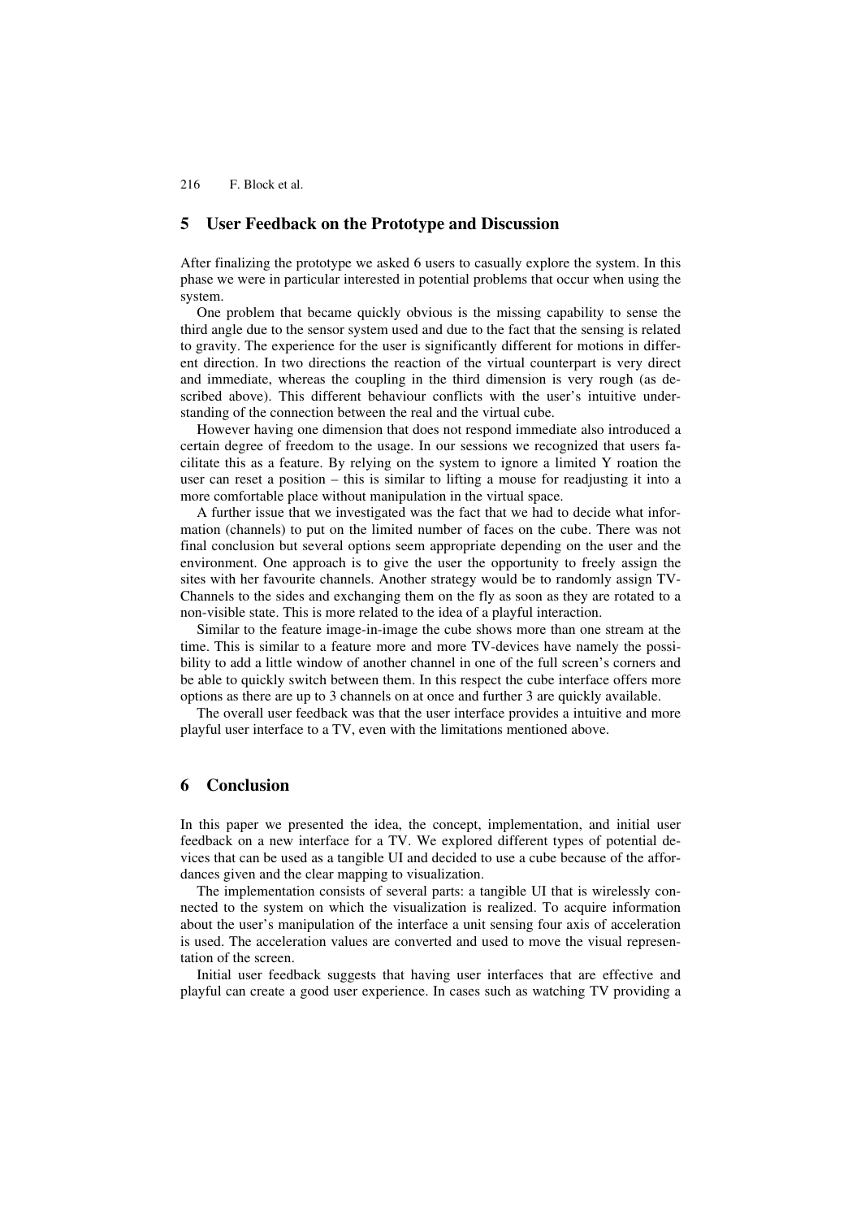## 5 User Feedback on the Prototype and Discussion

After finalizing the prototype we asked 6 users to casually explore the system. In this phase we were in particular interested in potential problems that occur when using the system.

One problem that became quickly obvious is the missing capability to sense the third angle due to the sensor system used and due to the fact that the sensing is related to gravity. The experience for the user is significantly different for motions in different direction. In two directions the reaction of the virtual counterpart is very direct and immediate, whereas the coupling in the third dimension is very rough (as described above). This different behaviour conflicts with the user's intuitive understanding of the connection between the real and the virtual cube.

However having one dimension that does not respond immediate also introduced a certain degree of freedom to the usage. In our sessions we recognized that users facilitate this as a feature. By relying on the system to ignore a limited Y roation the user can reset a position – this is similar to lifting a mouse for readjusting it into a more comfortable place without manipulation in the virtual space.

A further issue that we investigated was the fact that we had to decide what information (channels) to put on the limited number of faces on the cube. There was not final conclusion but several options seem appropriate depending on the user and the environment. One approach is to give the user the opportunity to freely assign the sites with her favourite channels. Another strategy would be to randomly assign TV-Channels to the sides and exchanging them on the fly as soon as they are rotated to a non-visible state. This is more related to the idea of a playful interaction.

Similar to the feature image-in-image the cube shows more than one stream at the time. This is similar to a feature more and more TV-devices have namely the possibility to add a little window of another channel in one of the full screen's corners and be able to quickly switch between them. In this respect the cube interface offers more options as there are up to 3 channels on at once and further 3 are quickly available.

The overall user feedback was that the user interface provides a intuitive and more playful user interface to a TV, even with the limitations mentioned above.

## 6 Conclusion

In this paper we presented the idea, the concept, implementation, and initial user feedback on a new interface for a TV. We explored different types of potential devices that can be used as a tangible UI and decided to use a cube because of the affordances given and the clear mapping to visualization.

The implementation consists of several parts: a tangible UI that is wirelessly connected to the system on which the visualization is realized. To acquire information about the user's manipulation of the interface a unit sensing four axis of acceleration is used. The acceleration values are converted and used to move the visual representation of the screen.

Initial user feedback suggests that having user interfaces that are effective and playful can create a good user experience. In cases such as watching TV providing a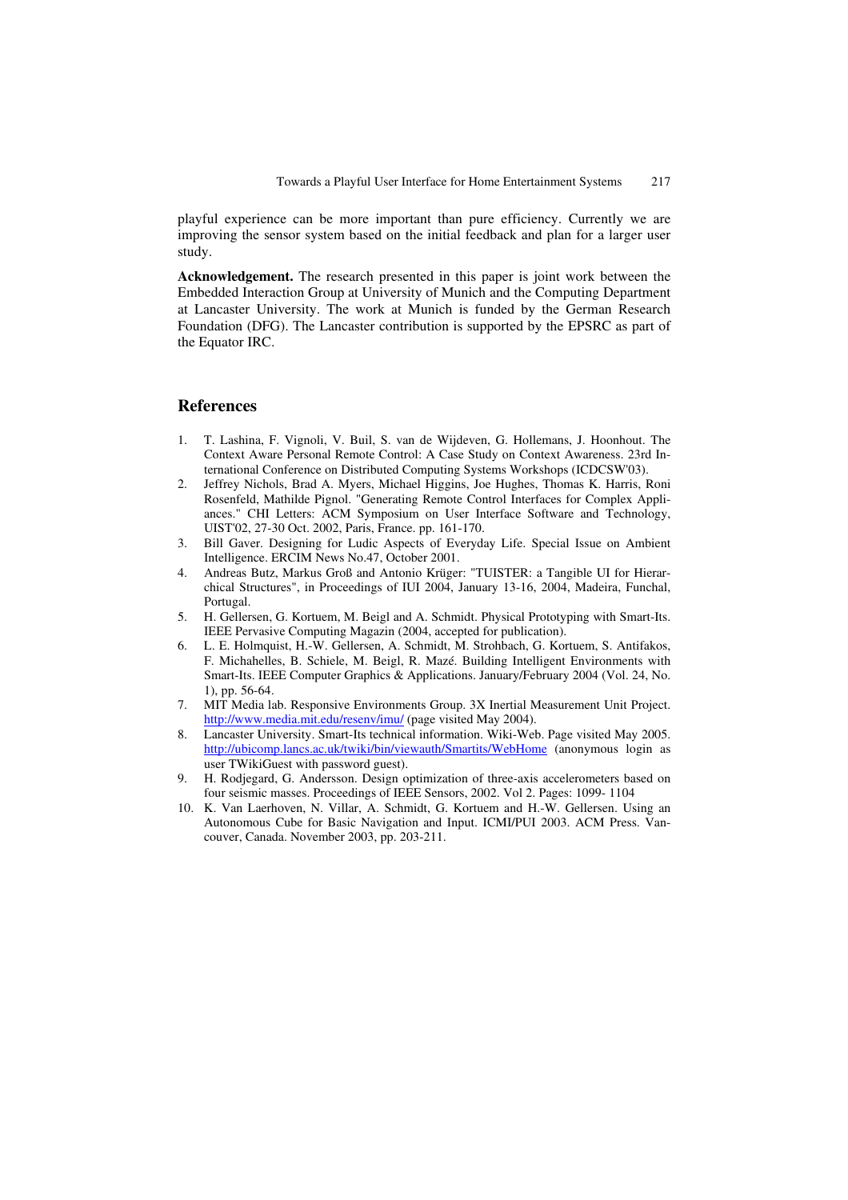playful experience can be more important than pure efficiency. Currently we are improving the sensor system based on the initial feedback and plan for a larger user study.

**Acknowledgement.** The research presented in this paper is joint work between the Embedded Interaction Group at University of Munich and the Computing Department at Lancaster University. The work at Munich is funded by the German Research Foundation (DFG). The Lancaster contribution is supported by the EPSRC as part of the Equator IRC.

## References

1. T. Lashina, F. Vignoli, V. Buil, S. van de Wijdeven, G. Hollemans, J. Hoonhout. The Context Aware Personal Remote Control: A Case Study on Context Awareness. 23rd International Conference on Distributed Computing Systems Workshops (ICDCSW'03).
2. Jeffrey Nichols, Brad A. Myers, Michael Higgins, Joe Hughes, Thomas K. Harris, Roni Rosenfeld, Mathilde Pignol. "Generating Remote Control Interfaces for Complex Appliances." CHI Letters: ACM Symposium on User Interface Software and Technology, UIST'02, 27-30 Oct. 2002, Paris, France. pp. 161-170.
3. Bill Gaver. Designing for Ludic Aspects of Everyday Life. Special Issue on Ambient Intelligence. ERCIM News No.47, October 2001.
4. Andreas Butz, Markus Groß and Antonio Krüger: "TUISTER: a Tangible UI for Hierarchical Structures", in Proceedings of IUI 2004, January 13-16, 2004, Madeira, Funchal, Portugal.
5. H. Gellersen, G. Kortuem, M. Beigl and A. Schmidt. Physical Prototyping with Smart-Its. IEEE Pervasive Computing Magazin (2004, accepted for publication).
6. L. E. Holmquist, H.-W. Gellersen, A. Schmidt, M. Strohbach, G. Kortuem, S. Antifakos, F. Michahelles, B. Schiele, M. Beigl, R. Mazé. Building Intelligent Environments with Smart-Its. IEEE Computer Graphics & Applications. January/February 2004 (Vol. 24, No. 1), pp. 56-64.
7. MIT Media lab. Responsive Environments Group. 3X Inertial Measurement Unit Project. http://www.media.mit.edu/resenv/imu/ (page visited May 2004).
8. Lancaster University. Smart-Its technical information. Wiki-Web. Page visited May 2005. http://ubicomp.lancs.ac.uk/twiki/bin/viewauth/Smartits/WebHome (anonymous login as user TWikiGuest with password guest).
9. H. Rodjegard, G. Andersson. Design optimization of three-axis accelerometers based on four seismic masses. Proceedings of IEEE Sensors, 2002. Vol 2. Pages: 1099- 1104
10. K. Van Laerhoven, N. Villar, A. Schmidt, G. Kortuem and H.-W. Gellersen. Using an Autonomous Cube for Basic Navigation and Input. ICMI/PUI 2003. ACM Press. Vancouver, Canada. November 2003, pp. 203-211.